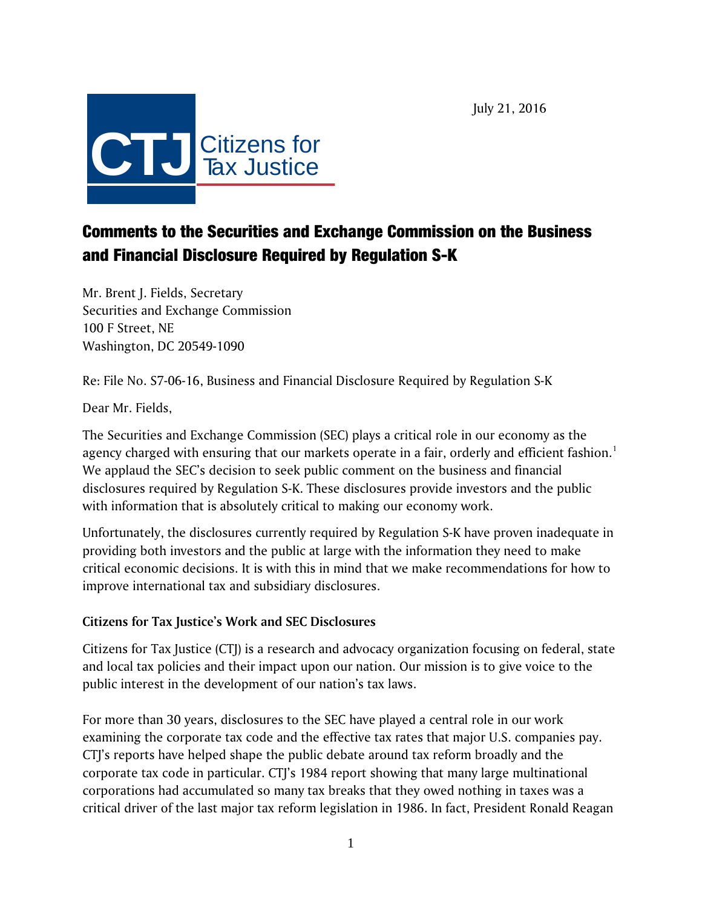July 21, 2016

CTJ Citizens for Tax Justice

# Comments to the Securities and Exchange Commission on the Business and Financial Disclosure Required by Regulation S-K

Mr. Brent J. Fields, Secretary
Securities and Exchange Commission
100 F Street, NE
Washington, DC 20549-1090

Re: File No. S7-06-16, Business and Financial Disclosure Required by Regulation S-K

Dear Mr. Fields,

The Securities and Exchange Commission (SEC) plays a critical role in our economy as the agency charged with ensuring that our markets operate in a fair, orderly and efficient fashion.[1] We applaud the SEC's decision to seek public comment on the business and financial disclosures required by Regulation S-K. These disclosures provide investors and the public with information that is absolutely critical to making our economy work.

Unfortunately, the disclosures currently required by Regulation S-K have proven inadequate in providing both investors and the public at large with the information they need to make critical economic decisions. It is with this in mind that we make recommendations for how to improve international tax and subsidiary disclosures.

### Citizens for Tax Justice's Work and SEC Disclosures

Citizens for Tax Justice (CTJ) is a research and advocacy organization focusing on federal, state and local tax policies and their impact upon our nation. Our mission is to give voice to the public interest in the development of our nation's tax laws.

For more than 30 years, disclosures to the SEC have played a central role in our work examining the corporate tax code and the effective tax rates that major U.S. companies pay. CTJ's reports have helped shape the public debate around tax reform broadly and the corporate tax code in particular. CTJ's 1984 report showing that many large multinational corporations had accumulated so many tax breaks that they owed nothing in taxes was a critical driver of the last major tax reform legislation in 1986. In fact, President Ronald Reagan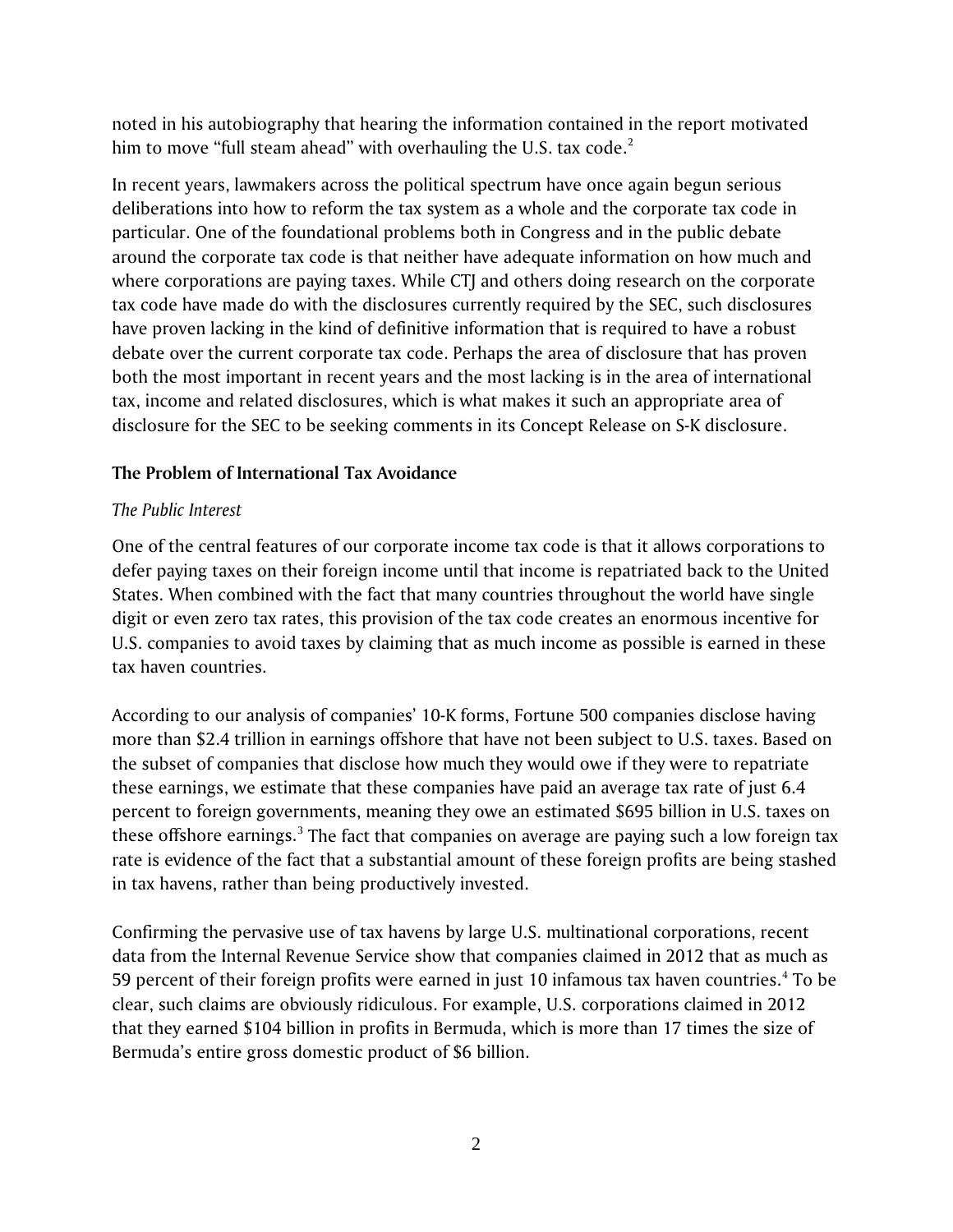noted in his autobiography that hearing the information contained in the report motivated him to move "full steam ahead" with overhauling the U.S. tax code.[2]

In recent years, lawmakers across the political spectrum have once again begun serious deliberations into how to reform the tax system as a whole and the corporate tax code in particular. One of the foundational problems both in Congress and in the public debate around the corporate tax code is that neither have adequate information on how much and where corporations are paying taxes. While CTJ and others doing research on the corporate tax code have made do with the disclosures currently required by the SEC, such disclosures have proven lacking in the kind of definitive information that is required to have a robust debate over the current corporate tax code. Perhaps the area of disclosure that has proven both the most important in recent years and the most lacking is in the area of international tax, income and related disclosures, which is what makes it such an appropriate area of disclosure for the SEC to be seeking comments in its Concept Release on S-K disclosure.

## The Problem of International Tax Avoidance

*The Public Interest*

One of the central features of our corporate income tax code is that it allows corporations to defer paying taxes on their foreign income until that income is repatriated back to the United States. When combined with the fact that many countries throughout the world have single digit or even zero tax rates, this provision of the tax code creates an enormous incentive for U.S. companies to avoid taxes by claiming that as much income as possible is earned in these tax haven countries.

According to our analysis of companies' 10-K forms, Fortune 500 companies disclose having more than $2.4 trillion in earnings offshore that have not been subject to U.S. taxes. Based on the subset of companies that disclose how much they would owe if they were to repatriate these earnings, we estimate that these companies have paid an average tax rate of just 6.4 percent to foreign governments, meaning they owe an estimated $695 billion in U.S. taxes on these offshore earnings.[3] The fact that companies on average are paying such a low foreign tax rate is evidence of the fact that a substantial amount of these foreign profits are being stashed in tax havens, rather than being productively invested.

Confirming the pervasive use of tax havens by large U.S. multinational corporations, recent data from the Internal Revenue Service show that companies claimed in 2012 that as much as 59 percent of their foreign profits were earned in just 10 infamous tax haven countries.[4] To be clear, such claims are obviously ridiculous. For example, U.S. corporations claimed in 2012 that they earned $104 billion in profits in Bermuda, which is more than 17 times the size of Bermuda's entire gross domestic product of $6 billion.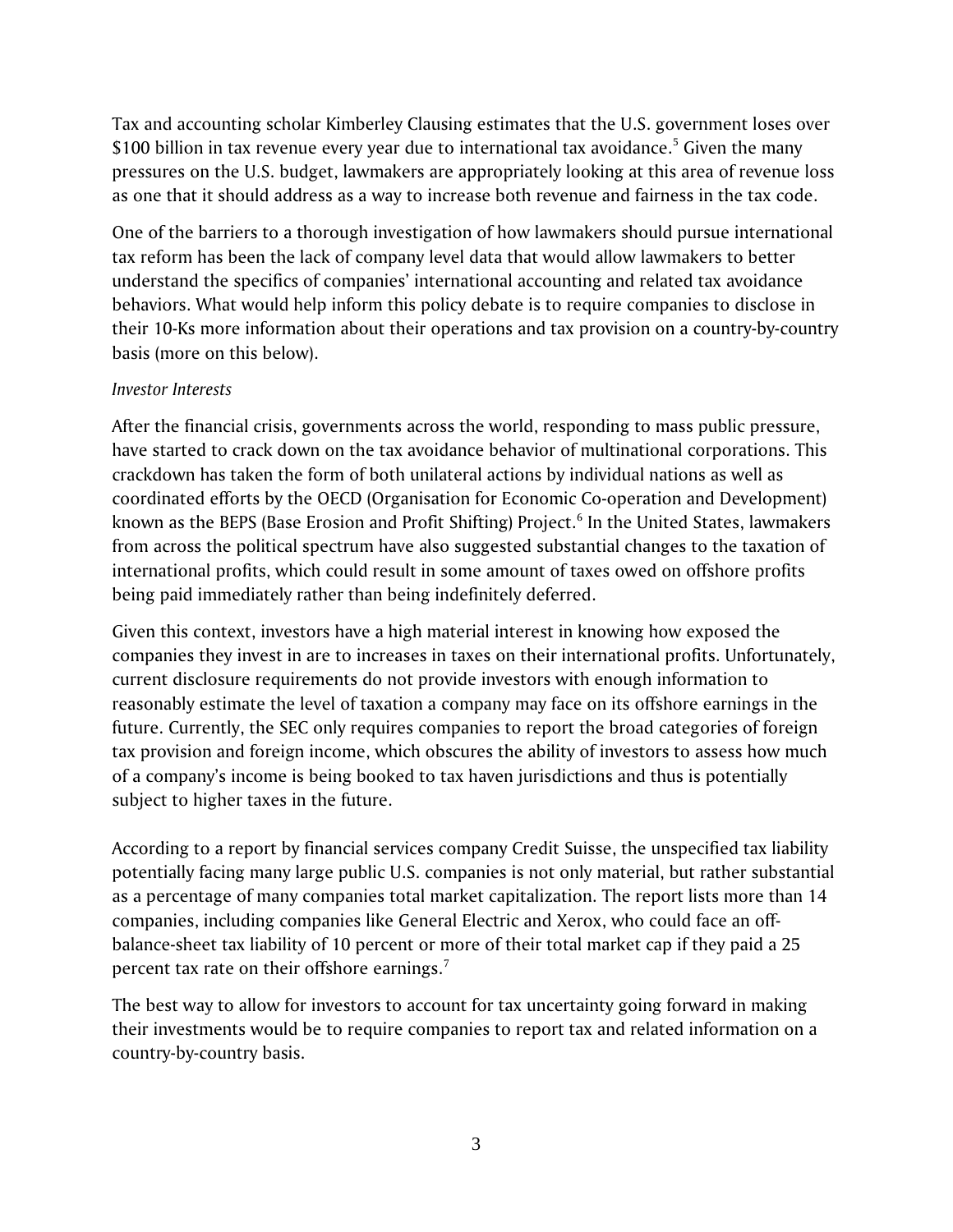Tax and accounting scholar Kimberley Clausing estimates that the U.S. government loses over $100 billion in tax revenue every year due to international tax avoidance.[5] Given the many pressures on the U.S. budget, lawmakers are appropriately looking at this area of revenue loss as one that it should address as a way to increase both revenue and fairness in the tax code.

One of the barriers to a thorough investigation of how lawmakers should pursue international tax reform has been the lack of company level data that would allow lawmakers to better understand the specifics of companies' international accounting and related tax avoidance behaviors. What would help inform this policy debate is to require companies to disclose in their 10-Ks more information about their operations and tax provision on a country-by-country basis (more on this below).

*Investor Interests*

After the financial crisis, governments across the world, responding to mass public pressure, have started to crack down on the tax avoidance behavior of multinational corporations. This crackdown has taken the form of both unilateral actions by individual nations as well as coordinated efforts by the OECD (Organisation for Economic Co-operation and Development) known as the BEPS (Base Erosion and Profit Shifting) Project.[6] In the United States, lawmakers from across the political spectrum have also suggested substantial changes to the taxation of international profits, which could result in some amount of taxes owed on offshore profits being paid immediately rather than being indefinitely deferred.

Given this context, investors have a high material interest in knowing how exposed the companies they invest in are to increases in taxes on their international profits. Unfortunately, current disclosure requirements do not provide investors with enough information to reasonably estimate the level of taxation a company may face on its offshore earnings in the future. Currently, the SEC only requires companies to report the broad categories of foreign tax provision and foreign income, which obscures the ability of investors to assess how much of a company's income is being booked to tax haven jurisdictions and thus is potentially subject to higher taxes in the future.

According to a report by financial services company Credit Suisse, the unspecified tax liability potentially facing many large public U.S. companies is not only material, but rather substantial as a percentage of many companies total market capitalization. The report lists more than 14 companies, including companies like General Electric and Xerox, who could face an off-balance-sheet tax liability of 10 percent or more of their total market cap if they paid a 25 percent tax rate on their offshore earnings.[7]

The best way to allow for investors to account for tax uncertainty going forward in making their investments would be to require companies to report tax and related information on a country-by-country basis.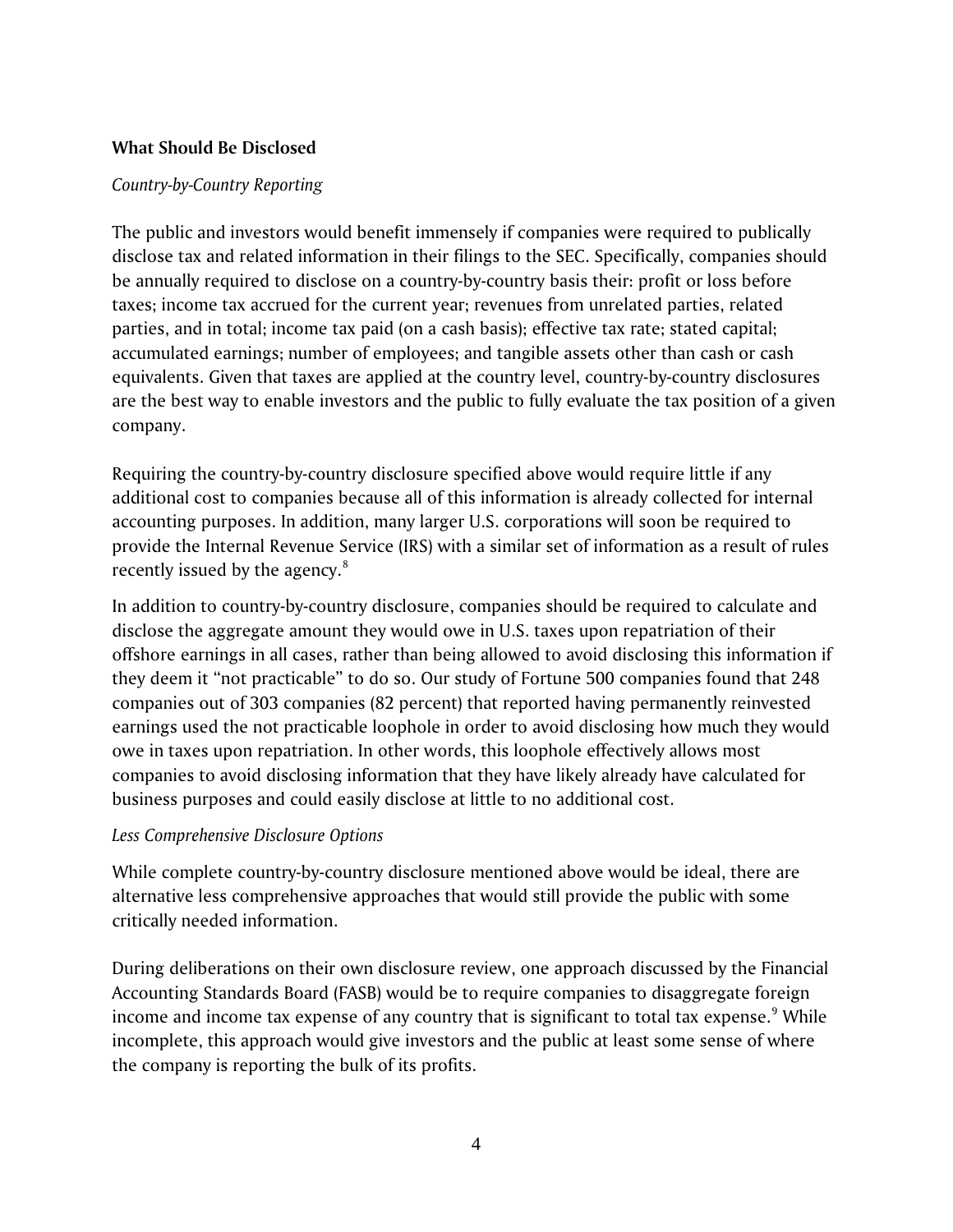**What Should Be Disclosed**

*Country-by-Country Reporting*

The public and investors would benefit immensely if companies were required to publically disclose tax and related information in their filings to the SEC. Specifically, companies should be annually required to disclose on a country-by-country basis their: profit or loss before taxes; income tax accrued for the current year; revenues from unrelated parties, related parties, and in total; income tax paid (on a cash basis); effective tax rate; stated capital; accumulated earnings; number of employees; and tangible assets other than cash or cash equivalents. Given that taxes are applied at the country level, country-by-country disclosures are the best way to enable investors and the public to fully evaluate the tax position of a given company.

Requiring the country-by-country disclosure specified above would require little if any additional cost to companies because all of this information is already collected for internal accounting purposes. In addition, many larger U.S. corporations will soon be required to provide the Internal Revenue Service (IRS) with a similar set of information as a result of rules recently issued by the agency.[8]

In addition to country-by-country disclosure, companies should be required to calculate and disclose the aggregate amount they would owe in U.S. taxes upon repatriation of their offshore earnings in all cases, rather than being allowed to avoid disclosing this information if they deem it "not practicable" to do so. Our study of Fortune 500 companies found that 248 companies out of 303 companies (82 percent) that reported having permanently reinvested earnings used the not practicable loophole in order to avoid disclosing how much they would owe in taxes upon repatriation. In other words, this loophole effectively allows most companies to avoid disclosing information that they have likely already have calculated for business purposes and could easily disclose at little to no additional cost.

*Less Comprehensive Disclosure Options*

While complete country-by-country disclosure mentioned above would be ideal, there are alternative less comprehensive approaches that would still provide the public with some critically needed information.

During deliberations on their own disclosure review, one approach discussed by the Financial Accounting Standards Board (FASB) would be to require companies to disaggregate foreign income and income tax expense of any country that is significant to total tax expense.[9] While incomplete, this approach would give investors and the public at least some sense of where the company is reporting the bulk of its profits.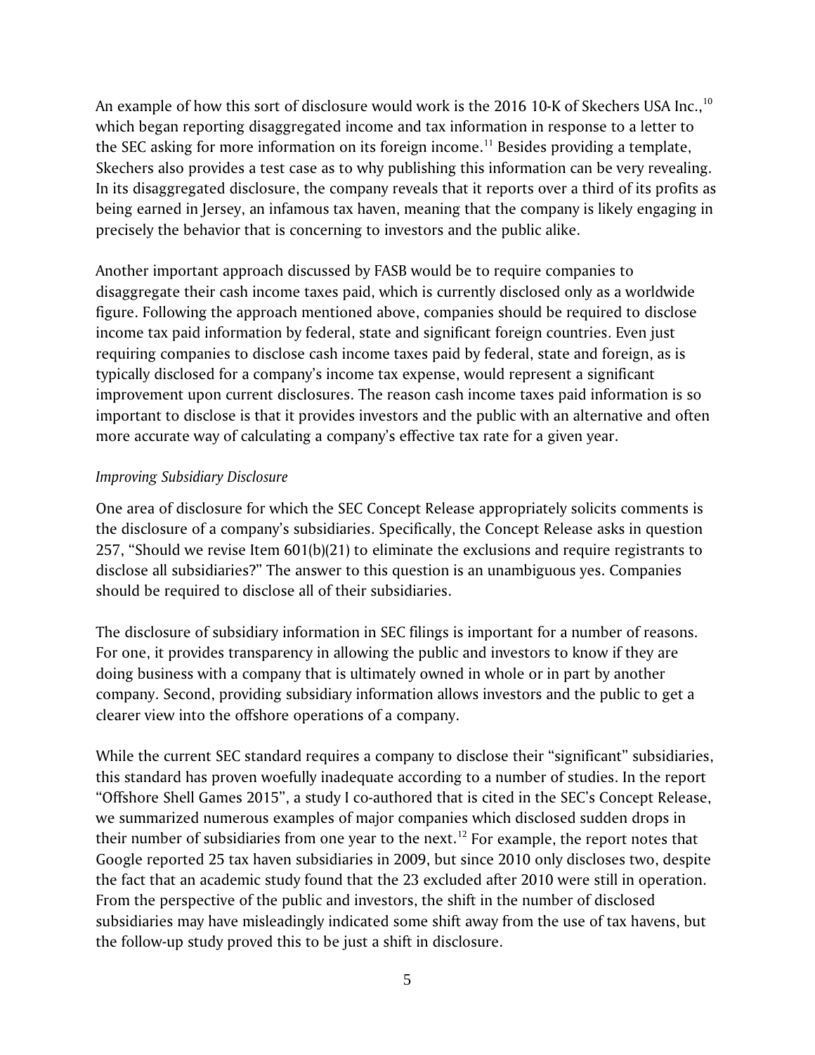An example of how this sort of disclosure would work is the 2016 10-K of Skechers USA Inc.,[10] which began reporting disaggregated income and tax information in response to a letter to the SEC asking for more information on its foreign income.[11] Besides providing a template, Skechers also provides a test case as to why publishing this information can be very revealing. In its disaggregated disclosure, the company reveals that it reports over a third of its profits as being earned in Jersey, an infamous tax haven, meaning that the company is likely engaging in precisely the behavior that is concerning to investors and the public alike.

Another important approach discussed by FASB would be to require companies to disaggregate their cash income taxes paid, which is currently disclosed only as a worldwide figure. Following the approach mentioned above, companies should be required to disclose income tax paid information by federal, state and significant foreign countries. Even just requiring companies to disclose cash income taxes paid by federal, state and foreign, as is typically disclosed for a company's income tax expense, would represent a significant improvement upon current disclosures. The reason cash income taxes paid information is so important to disclose is that it provides investors and the public with an alternative and often more accurate way of calculating a company's effective tax rate for a given year.

*Improving Subsidiary Disclosure*

One area of disclosure for which the SEC Concept Release appropriately solicits comments is the disclosure of a company's subsidiaries. Specifically, the Concept Release asks in question 257, "Should we revise Item 601(b)(21) to eliminate the exclusions and require registrants to disclose all subsidiaries?" The answer to this question is an unambiguous yes. Companies should be required to disclose all of their subsidiaries.

The disclosure of subsidiary information in SEC filings is important for a number of reasons. For one, it provides transparency in allowing the public and investors to know if they are doing business with a company that is ultimately owned in whole or in part by another company. Second, providing subsidiary information allows investors and the public to get a clearer view into the offshore operations of a company.

While the current SEC standard requires a company to disclose their "significant" subsidiaries, this standard has proven woefully inadequate according to a number of studies. In the report "Offshore Shell Games 2015", a study I co-authored that is cited in the SEC's Concept Release, we summarized numerous examples of major companies which disclosed sudden drops in their number of subsidiaries from one year to the next.[12] For example, the report notes that Google reported 25 tax haven subsidiaries in 2009, but since 2010 only discloses two, despite the fact that an academic study found that the 23 excluded after 2010 were still in operation. From the perspective of the public and investors, the shift in the number of disclosed subsidiaries may have misleadingly indicated some shift away from the use of tax havens, but the follow-up study proved this to be just a shift in disclosure.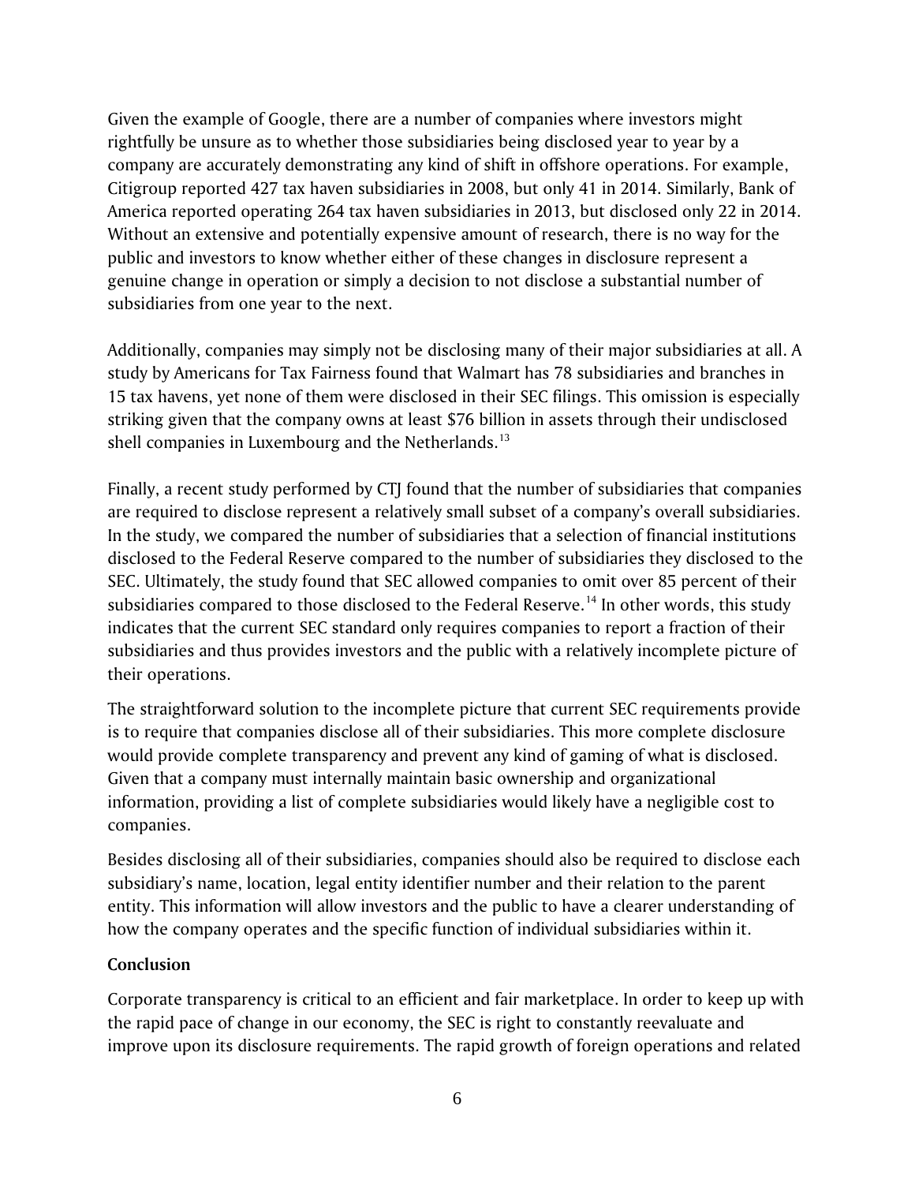Given the example of Google, there are a number of companies where investors might rightfully be unsure as to whether those subsidiaries being disclosed year to year by a company are accurately demonstrating any kind of shift in offshore operations. For example, Citigroup reported 427 tax haven subsidiaries in 2008, but only 41 in 2014. Similarly, Bank of America reported operating 264 tax haven subsidiaries in 2013, but disclosed only 22 in 2014. Without an extensive and potentially expensive amount of research, there is no way for the public and investors to know whether either of these changes in disclosure represent a genuine change in operation or simply a decision to not disclose a substantial number of subsidiaries from one year to the next.

Additionally, companies may simply not be disclosing many of their major subsidiaries at all. A study by Americans for Tax Fairness found that Walmart has 78 subsidiaries and branches in 15 tax havens, yet none of them were disclosed in their SEC filings. This omission is especially striking given that the company owns at least $76 billion in assets through their undisclosed shell companies in Luxembourg and the Netherlands.[13]

Finally, a recent study performed by CTJ found that the number of subsidiaries that companies are required to disclose represent a relatively small subset of a company's overall subsidiaries. In the study, we compared the number of subsidiaries that a selection of financial institutions disclosed to the Federal Reserve compared to the number of subsidiaries they disclosed to the SEC. Ultimately, the study found that SEC allowed companies to omit over 85 percent of their subsidiaries compared to those disclosed to the Federal Reserve.[14] In other words, this study indicates that the current SEC standard only requires companies to report a fraction of their subsidiaries and thus provides investors and the public with a relatively incomplete picture of their operations.

The straightforward solution to the incomplete picture that current SEC requirements provide is to require that companies disclose all of their subsidiaries. This more complete disclosure would provide complete transparency and prevent any kind of gaming of what is disclosed. Given that a company must internally maintain basic ownership and organizational information, providing a list of complete subsidiaries would likely have a negligible cost to companies.

Besides disclosing all of their subsidiaries, companies should also be required to disclose each subsidiary's name, location, legal entity identifier number and their relation to the parent entity. This information will allow investors and the public to have a clearer understanding of how the company operates and the specific function of individual subsidiaries within it.

**Conclusion**

Corporate transparency is critical to an efficient and fair marketplace. In order to keep up with the rapid pace of change in our economy, the SEC is right to constantly reevaluate and improve upon its disclosure requirements. The rapid growth of foreign operations and related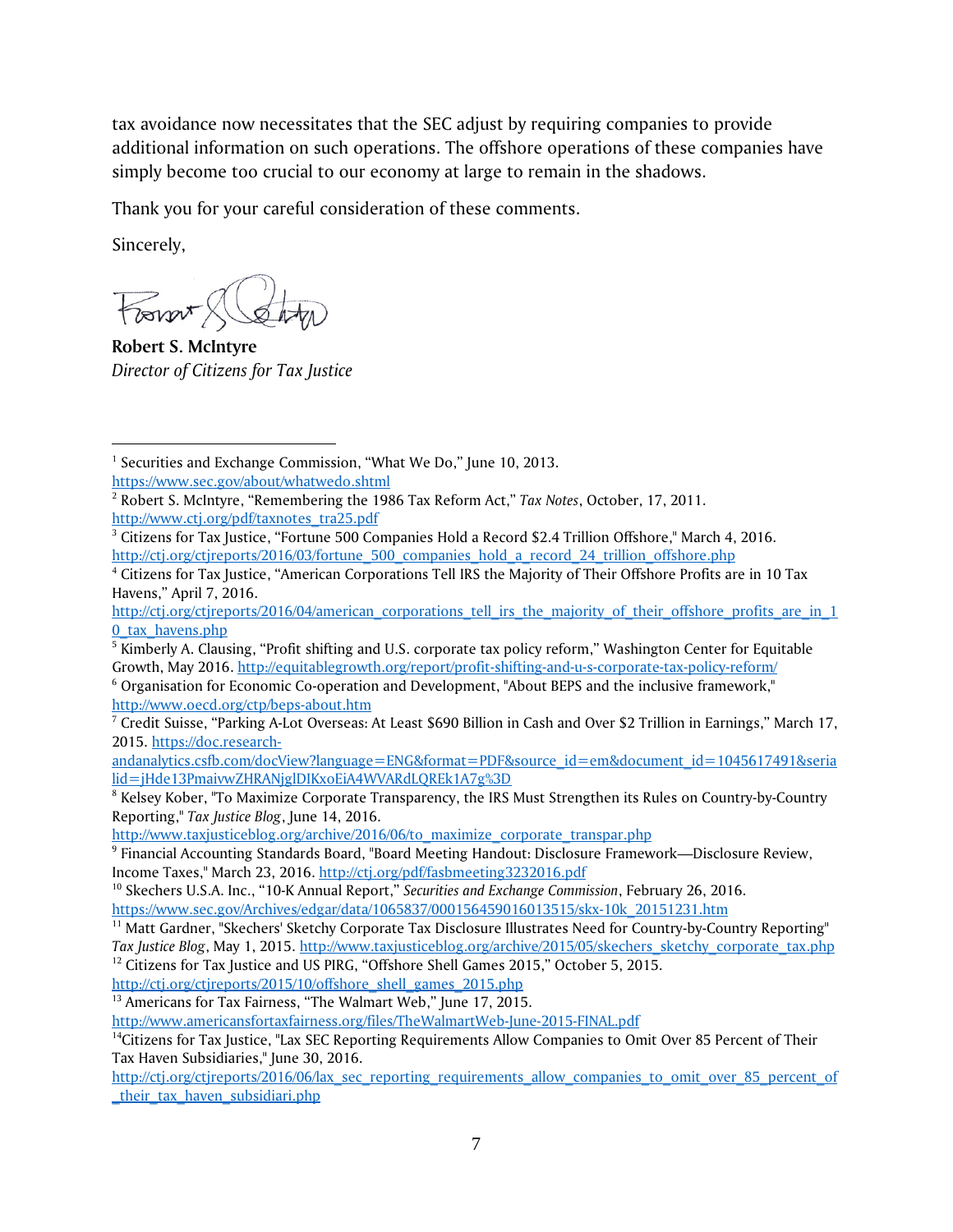tax avoidance now necessitates that the SEC adjust by requiring companies to provide additional information on such operations. The offshore operations of these companies have simply become too crucial to our economy at large to remain in the shadows.

Thank you for your careful consideration of these comments.

Sincerely,

**Robert S. McIntyre**
*Director of Citizens for Tax Justice*

---

[1] Securities and Exchange Commission, "What We Do," June 10, 2013. https://www.sec.gov/about/whatwedo.shtml

[2] Robert S. McIntyre, "Remembering the 1986 Tax Reform Act," *Tax Notes*, October, 17, 2011. http://www.ctj.org/pdf/taxnotes_tra25.pdf

[3] Citizens for Tax Justice, "Fortune 500 Companies Hold a Record $2.4 Trillion Offshore," March 4, 2016. http://ctj.org/ctjreports/2016/03/fortune_500_companies_hold_a_record_24_trillion_offshore.php

[4] Citizens for Tax Justice, "American Corporations Tell IRS the Majority of Their Offshore Profits are in 10 Tax Havens," April 7, 2016. http://ctj.org/ctjreports/2016/04/american_corporations_tell_irs_the_majority_of_their_offshore_profits_are_in_10_tax_havens.php

[5] Kimberly A. Clausing, "Profit shifting and U.S. corporate tax policy reform," Washington Center for Equitable Growth, May 2016. http://equitablegrowth.org/report/profit-shifting-and-u-s-corporate-tax-policy-reform/

[6] Organisation for Economic Co-operation and Development, "About BEPS and the inclusive framework," http://www.oecd.org/ctp/beps-about.htm

[7] Credit Suisse, "Parking A-Lot Overseas: At Least $690 Billion in Cash and Over $2 Trillion in Earnings," March 17, 2015. https://doc.research-andanalytics.csfb.com/docView?language=ENG&format=PDF&source_id=em&document_id=1045617491&serialid=jHde13PmaivwZHRANjglDIKxoEiA4WVARdLQREk1A7g%3D

[8] Kelsey Kober, "To Maximize Corporate Transparency, the IRS Must Strengthen its Rules on Country-by-Country Reporting," *Tax Justice Blog*, June 14, 2016. http://www.taxjusticeblog.org/archive/2016/06/to_maximize_corporate_transpar.php

[9] Financial Accounting Standards Board, "Board Meeting Handout: Disclosure Framework—Disclosure Review, Income Taxes," March 23, 2016. http://ctj.org/pdf/fasbmeeting3232016.pdf

[10] Skechers U.S.A. Inc., "10-K Annual Report," *Securities and Exchange Commission*, February 26, 2016. https://www.sec.gov/Archives/edgar/data/1065837/000156459016013515/skx-10k_20151231.htm

[11] Matt Gardner, "Skechers' Sketchy Corporate Tax Disclosure Illustrates Need for Country-by-Country Reporting" *Tax Justice Blog*, May 1, 2015. http://www.taxjusticeblog.org/archive/2015/05/skechers_sketchy_corporate_tax.php

[12] Citizens for Tax Justice and US PIRG, "Offshore Shell Games 2015," October 5, 2015. http://ctj.org/ctjreports/2015/10/offshore_shell_games_2015.php

[13] Americans for Tax Fairness, "The Walmart Web," June 17, 2015. http://www.americansfortaxfairness.org/files/TheWalmartWeb-June-2015-FINAL.pdf

[14] Citizens for Tax Justice, "Lax SEC Reporting Requirements Allow Companies to Omit Over 85 Percent of Their Tax Haven Subsidiaries," June 30, 2016. http://ctj.org/ctjreports/2016/06/lax_sec_reporting_requirements_allow_companies_to_omit_over_85_percent_of_their_tax_haven_subsidiari.php